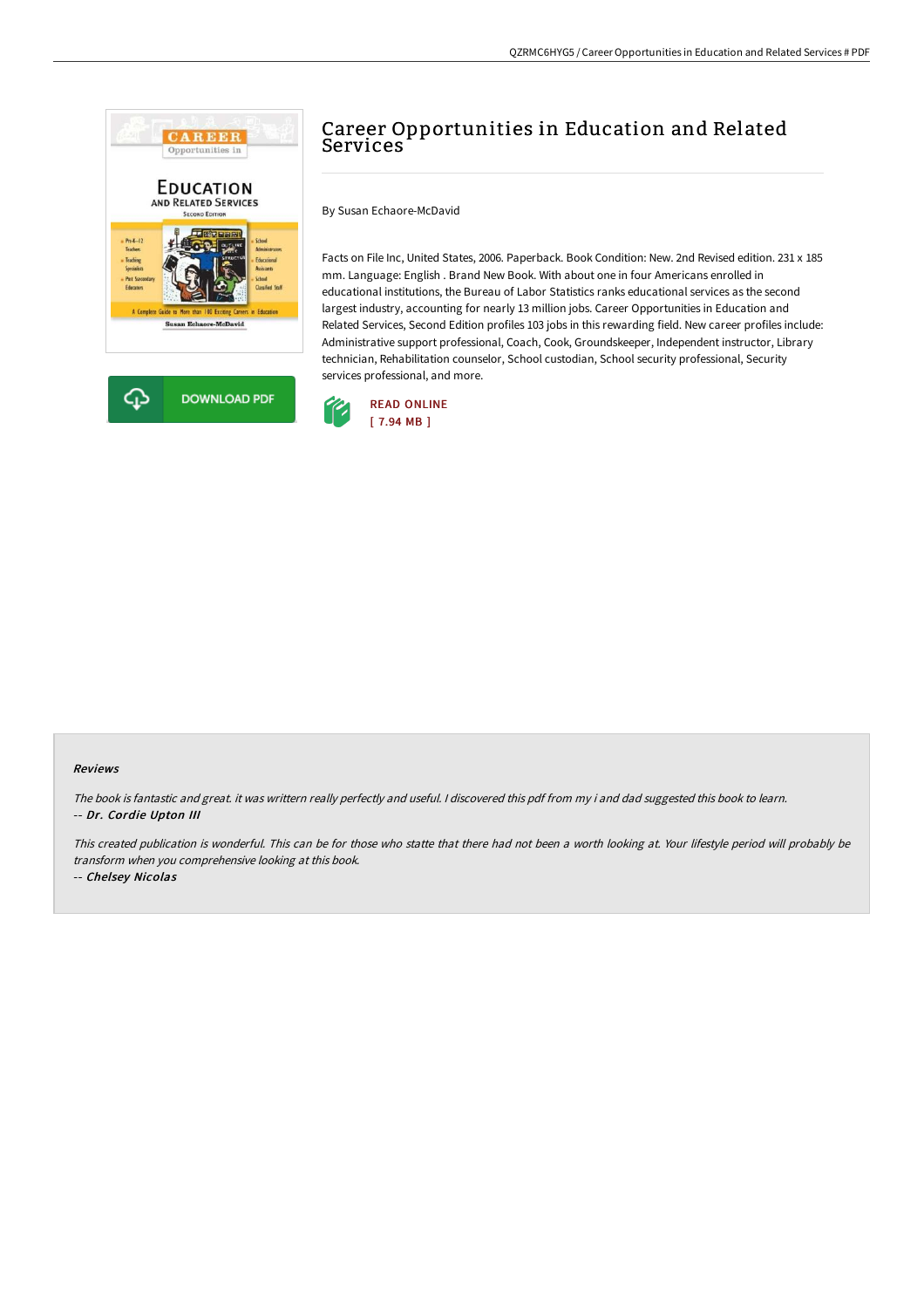# Career Opportunities in Education and Related Services

By Susan Echaore-McDavid

Facts on File Inc, United States, 2006. Paperback. Book Condition: New. 2nd Revised edition. 231 x 185 mm. Language: English . Brand New Book. With about one in four Americans enrolled in educational institutions, the Bureau of Labor Statistics ranks educational services as the second largest industry, accounting for nearly 13 million jobs. Career Opportunities in Education and Related Services, Second Edition profiles 103 jobs in this rewarding field. New career profiles include: Administrative support professional, Coach, Cook, Groundskeeper, Independent instructor, Library technician, Rehabilitation counselor, School custodian, School security professional, Security services professional, and more.

DOWNLOAD PDF

READ ONLINE
[ 7.94 MB ]

## Reviews

*The book is fantastic and great. it was writtern really perfectly and useful. I discovered this pdf from my i and dad suggested this book to learn.*
*-- Dr. Cordie Upton III*

*This created publication is wonderful. This can be for those who statte that there had not been a worth looking at. Your lifestyle period will probably be transform when you comprehensive looking at this book.*
*-- Chelsey Nicolas*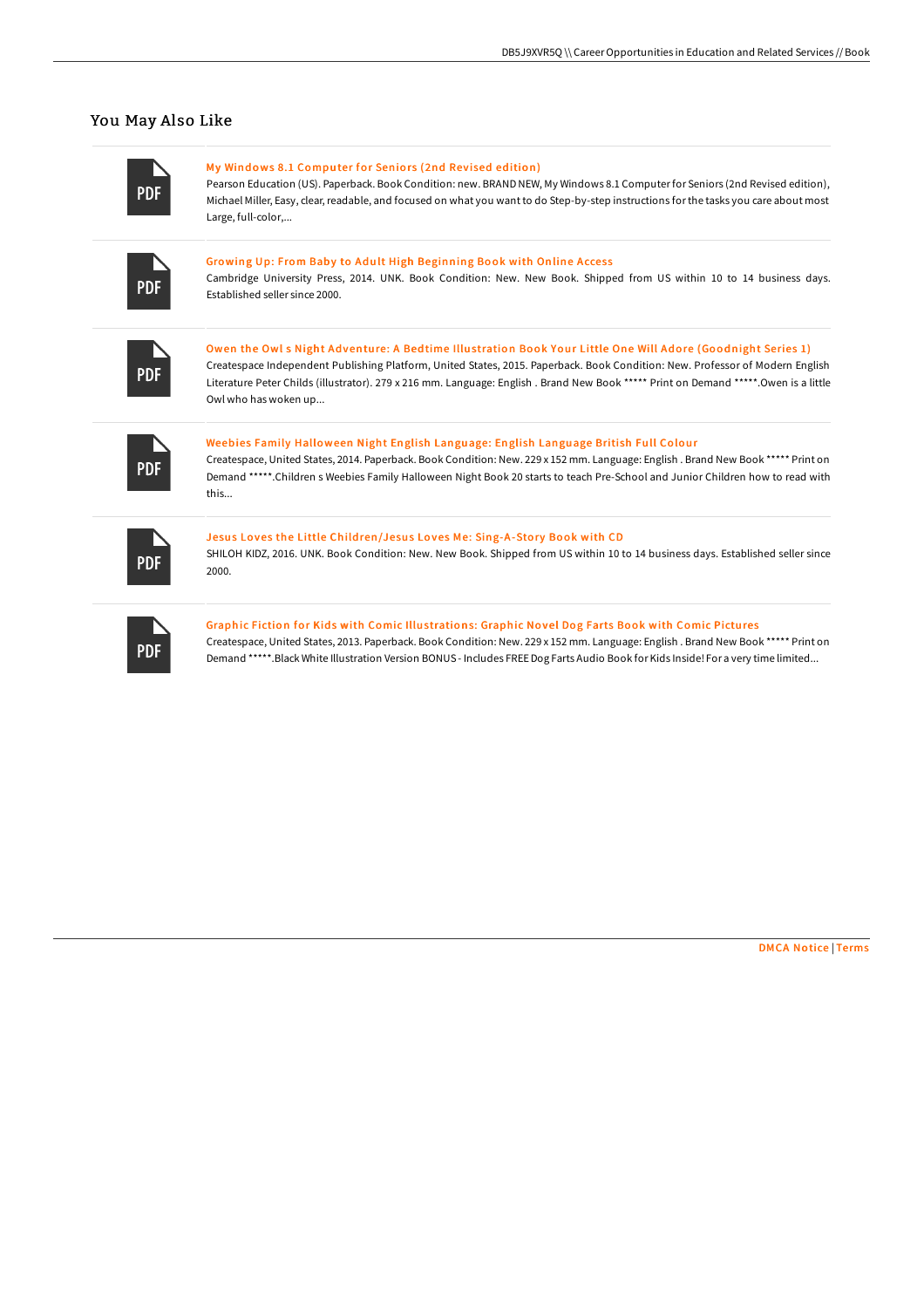## You May Also Like

PDF

**My Windows 8.1 Computer for Seniors (2nd Revised edition)**

Pearson Education (US). Paperback. Book Condition: new. BRAND NEW, My Windows 8.1 Computer for Seniors (2nd Revised edition), Michael Miller, Easy, clear, readable, and focused on what you want to do Step-by-step instructions for the tasks you care about most Large, full-color,...

PDF

**Growing Up: From Baby to Adult High Beginning Book with Online Access**

Cambridge University Press, 2014. UNK. Book Condition: New. New Book. Shipped from US within 10 to 14 business days. Established seller since 2000.

PDF

**Owen the Owl s Night Adventure: A Bedtime Illustration Book Your Little One Will Adore (Goodnight Series 1)**

Createspace Independent Publishing Platform, United States, 2015. Paperback. Book Condition: New. Professor of Modern English Literature Peter Childs (illustrator). 279 x 216 mm. Language: English . Brand New Book ***** Print on Demand *****.Owen is a little Owl who has woken up...

PDF

**Weebies Family Halloween Night English Language: English Language British Full Colour**

Createspace, United States, 2014. Paperback. Book Condition: New. 229 x 152 mm. Language: English . Brand New Book ***** Print on Demand *****.Children s Weebies Family Halloween Night Book 20 starts to teach Pre-School and Junior Children how to read with this...

PDF

**Jesus Loves the Little Children/Jesus Loves Me: Sing-A-Story Book with CD**

SHILOH KIDZ, 2016. UNK. Book Condition: New. New Book. Shipped from US within 10 to 14 business days. Established seller since 2000.

PDF

**Graphic Fiction for Kids with Comic Illustrations: Graphic Novel Dog Farts Book with Comic Pictures**

Createspace, United States, 2013. Paperback. Book Condition: New. 229 x 152 mm. Language: English . Brand New Book ***** Print on Demand *****.Black White Illustration Version BONUS - Includes FREE Dog Farts Audio Book for Kids Inside! For a very time limited...

DMCA Notice | Terms